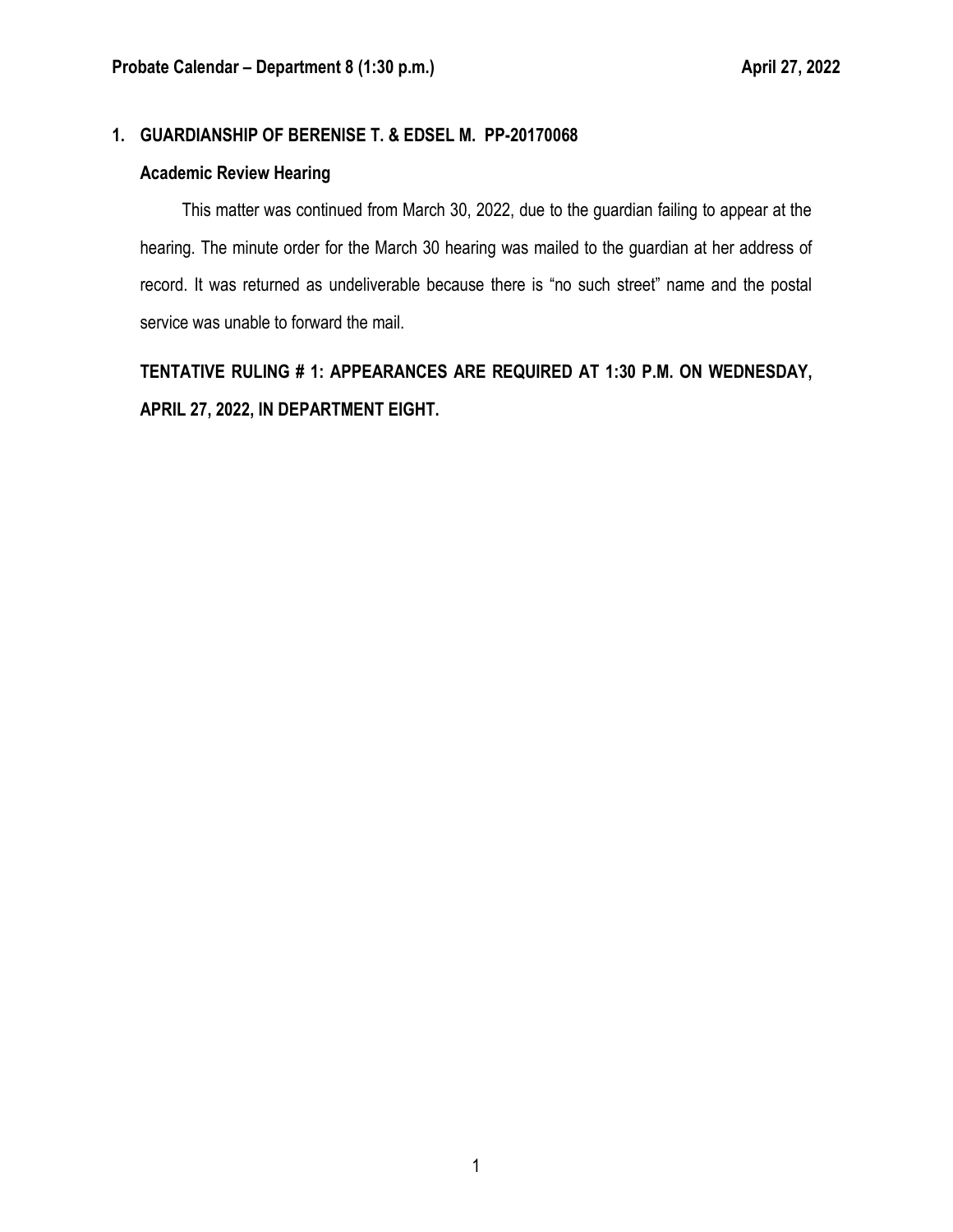## 1. GUARDIANSHIP OF BERENISE T. & EDSEL M. PP-20170068

### Academic Review Hearing

This matter was continued from March 30, 2022, due to the guardian failing to appear at the hearing. The minute order for the March 30 hearing was mailed to the guardian at her address of record. It was returned as undeliverable because there is "no such street" name and the postal service was unable to forward the mail.

**TENTATIVE RULING # 1: APPEARANCES ARE REQUIRED AT 1:30 P.M. ON WEDNESDAY, APRIL 27, 2022, IN DEPARTMENT EIGHT.**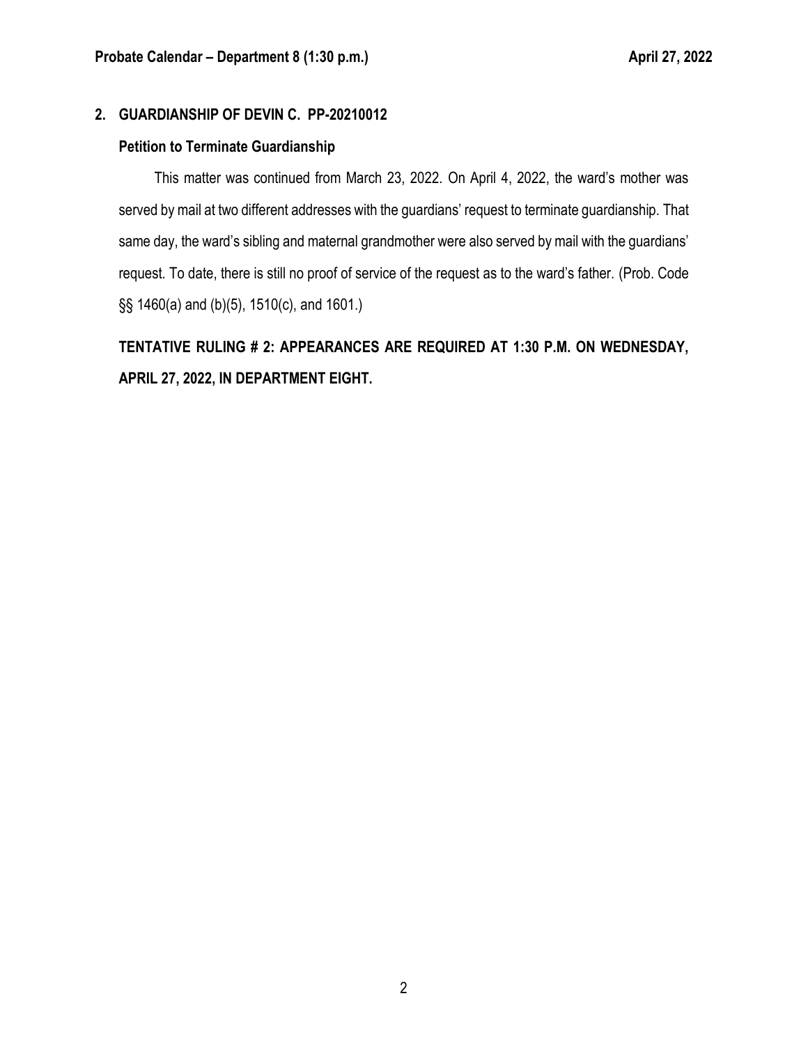## 2. GUARDIANSHIP OF DEVIN C. PP-20210012

### Petition to Terminate Guardianship

This matter was continued from March 23, 2022. On April 4, 2022, the ward's mother was served by mail at two different addresses with the guardians' request to terminate guardianship. That same day, the ward's sibling and maternal grandmother were also served by mail with the guardians' request. To date, there is still no proof of service of the request as to the ward's father. (Prob. Code §§ 1460(a) and (b)(5), 1510(c), and 1601.)

**TENTATIVE RULING # 2: APPEARANCES ARE REQUIRED AT 1:30 P.M. ON WEDNESDAY, APRIL 27, 2022, IN DEPARTMENT EIGHT.**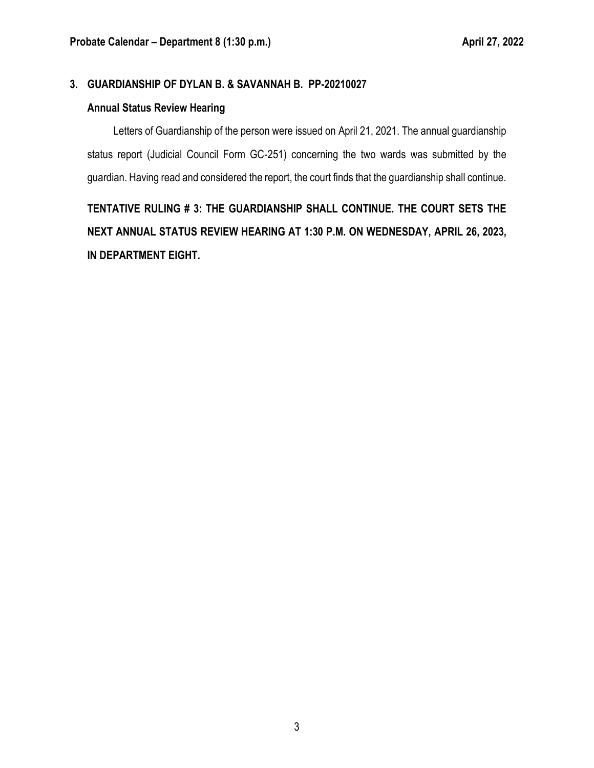## 3. GUARDIANSHIP OF DYLAN B. & SAVANNAH B. PP-20210027

### Annual Status Review Hearing

Letters of Guardianship of the person were issued on April 21, 2021. The annual guardianship status report (Judicial Council Form GC-251) concerning the two wards was submitted by the guardian. Having read and considered the report, the court finds that the guardianship shall continue.

**TENTATIVE RULING # 3: THE GUARDIANSHIP SHALL CONTINUE. THE COURT SETS THE NEXT ANNUAL STATUS REVIEW HEARING AT 1:30 P.M. ON WEDNESDAY, APRIL 26, 2023, IN DEPARTMENT EIGHT.**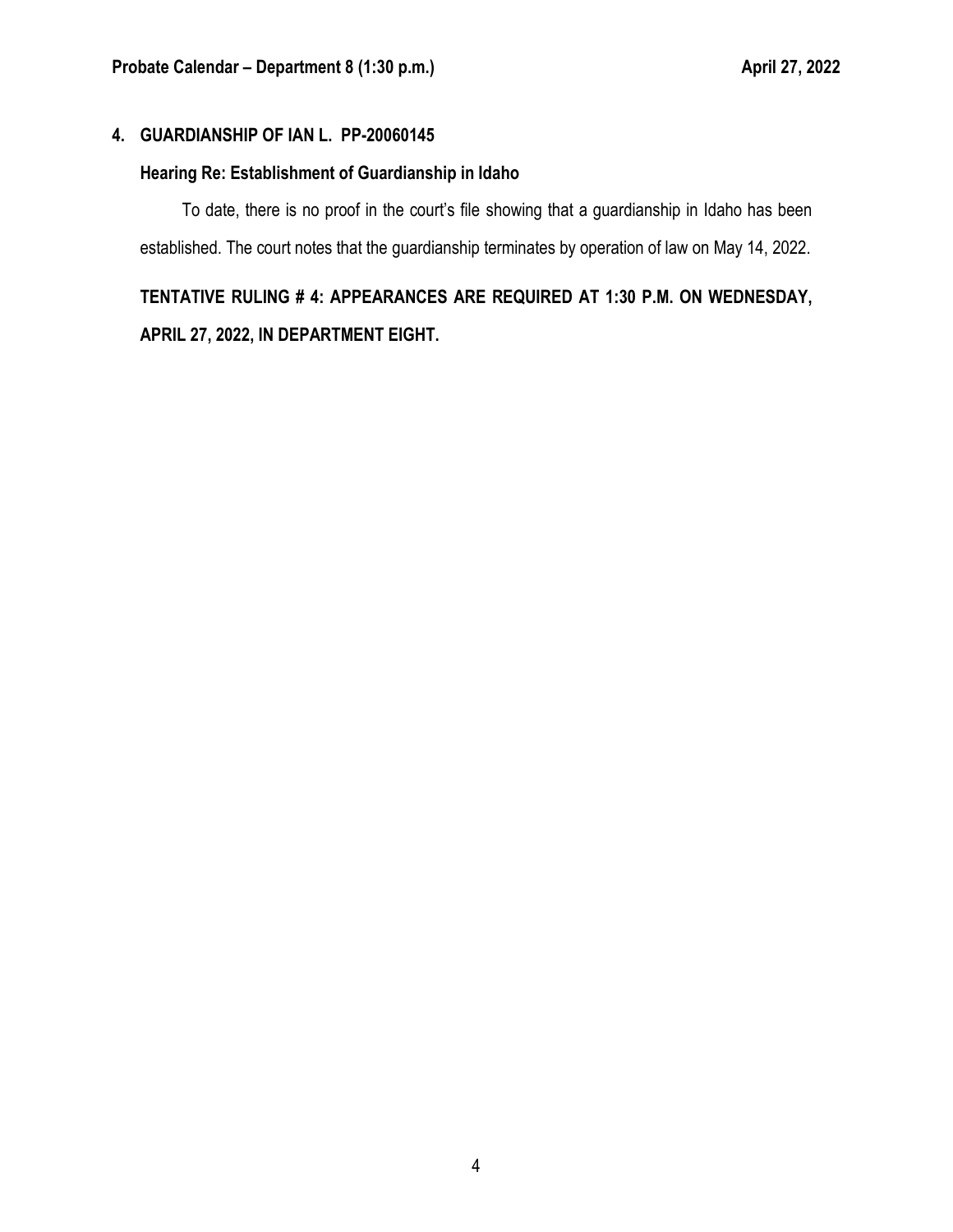## 4. GUARDIANSHIP OF IAN L. PP-20060145

### Hearing Re: Establishment of Guardianship in Idaho

To date, there is no proof in the court's file showing that a guardianship in Idaho has been established. The court notes that the guardianship terminates by operation of law on May 14, 2022.

**TENTATIVE RULING # 4: APPEARANCES ARE REQUIRED AT 1:30 P.M. ON WEDNESDAY, APRIL 27, 2022, IN DEPARTMENT EIGHT.**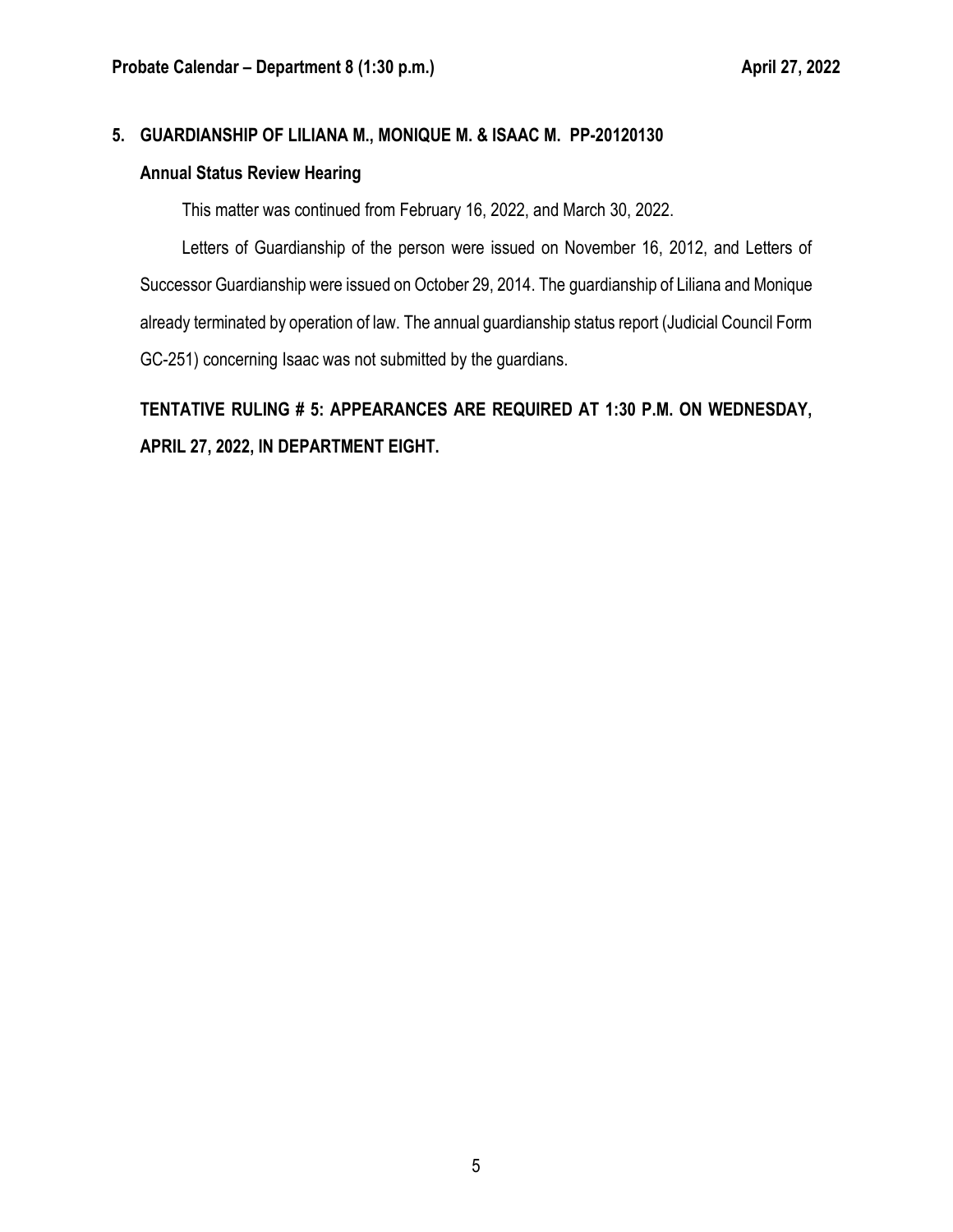**5. GUARDIANSHIP OF LILIANA M., MONIQUE M. & ISAAC M. PP-20120130**

**Annual Status Review Hearing**

This matter was continued from February 16, 2022, and March 30, 2022.

Letters of Guardianship of the person were issued on November 16, 2012, and Letters of Successor Guardianship were issued on October 29, 2014. The guardianship of Liliana and Monique already terminated by operation of law. The annual guardianship status report (Judicial Council Form GC-251) concerning Isaac was not submitted by the guardians.

**TENTATIVE RULING # 5: APPEARANCES ARE REQUIRED AT 1:30 P.M. ON WEDNESDAY, APRIL 27, 2022, IN DEPARTMENT EIGHT.**